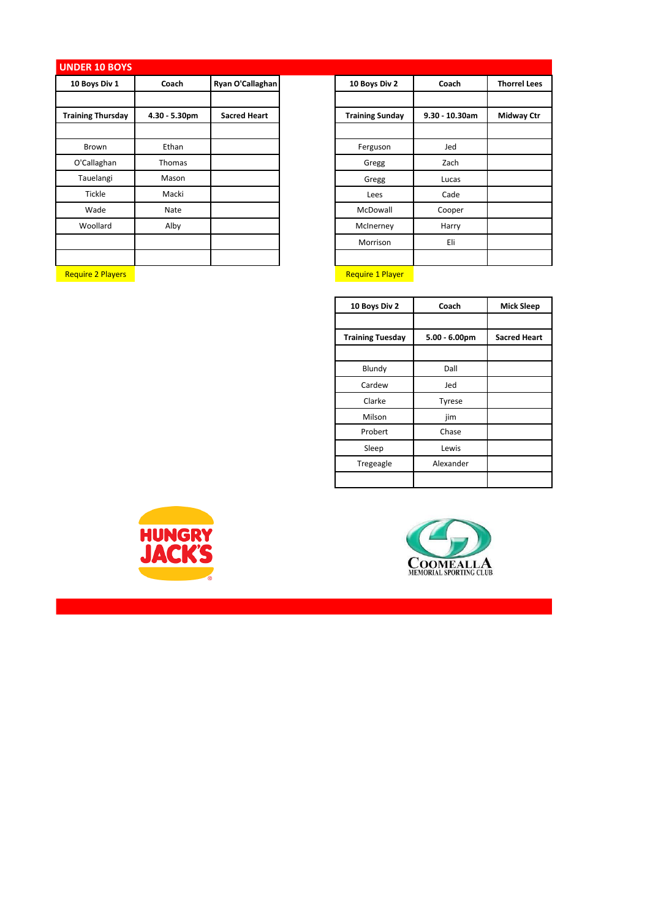## UNDER 10 BOYS

| 10 Boys Div 1 | Coach | Ryan O'Callaghan |
| --- | --- | --- |
| | | |
| **Training Thursday** | **4.30 - 5.30pm** | **Sacred Heart** |
| | | |
| Brown | Ethan | |
| O'Callaghan | Thomas | |
| Tauelangi | Mason | |
| Tickle | Macki | |
| Wade | Nate | |
| Woollard | Alby | |
| | | |
| | | |

Require 2 Players

| 10 Boys Div 2 | Coach | Thorrel Lees |
| --- | --- | --- |
| | | |
| **Training Sunday** | **9.30 - 10.30am** | **Midway Ctr** |
| | | |
| Ferguson | Jed | |
| Gregg | Zach | |
| Gregg | Lucas | |
| Lees | Cade | |
| McDowall | Cooper | |
| McInerney | Harry | |
| Morrison | Eli | |
| | | |

Require 1 Player

| 10 Boys Div 2 | Coach | Mick Sleep |
| --- | --- | --- |
| | | |
| **Training Tuesday** | **5.00 - 6.00pm** | **Sacred Heart** |
| | | |
| Blundy | Dall | |
| Cardew | Jed | |
| Clarke | Tyrese | |
| Milson | jim | |
| Probert | Chase | |
| Sleep | Lewis | |
| Tregeagle | Alexander | |
| | | |

HUNGRY JACK'S

COOMEALLA MEMORIAL SPORTING CLUB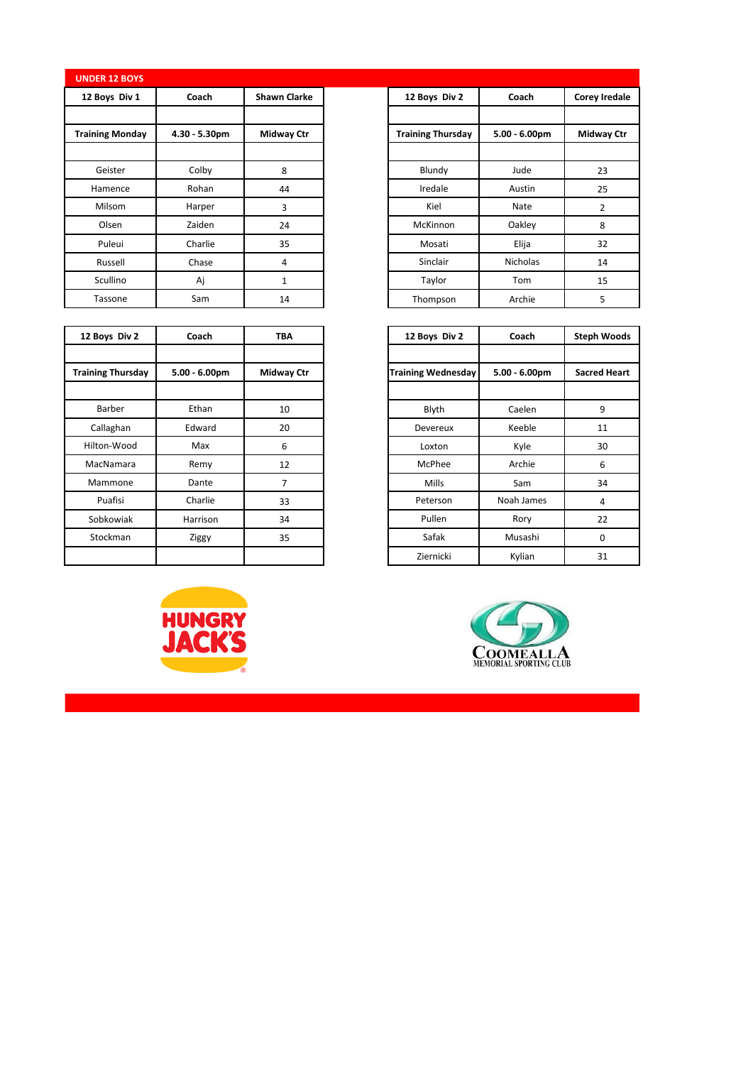## UNDER 12 BOYS

| 12 Boys Div 1 | Coach | Shawn Clarke |
|---|---|---|
| | | |
| Training Monday | 4.30 - 5.30pm | Midway Ctr |
| | | |
| Geister | Colby | 8 |
| Hamence | Rohan | 44 |
| Milsom | Harper | 3 |
| Olsen | Zaiden | 24 |
| Puleui | Charlie | 35 |
| Russell | Chase | 4 |
| Scullino | Aj | 1 |
| Tassone | Sam | 14 |

| 12 Boys Div 2 | Coach | Corey Iredale |
|---|---|---|
| | | |
| Training Thursday | 5.00 - 6.00pm | Midway Ctr |
| | | |
| Blundy | Jude | 23 |
| Iredale | Austin | 25 |
| Kiel | Nate | 2 |
| McKinnon | Oakley | 8 |
| Mosati | Elija | 32 |
| Sinclair | Nicholas | 14 |
| Taylor | Tom | 15 |
| Thompson | Archie | 5 |

| 12 Boys Div 2 | Coach | TBA |
|---|---|---|
| | | |
| Training Thursday | 5.00 - 6.00pm | Midway Ctr |
| | | |
| Barber | Ethan | 10 |
| Callaghan | Edward | 20 |
| Hilton-Wood | Max | 6 |
| MacNamara | Remy | 12 |
| Mammone | Dante | 7 |
| Puafisi | Charlie | 33 |
| Sobkowiak | Harrison | 34 |
| Stockman | Ziggy | 35 |
| | | |

| 12 Boys Div 2 | Coach | Steph Woods |
|---|---|---|
| | | |
| Training Wednesday | 5.00 - 6.00pm | Sacred Heart |
| | | |
| Blyth | Caelen | 9 |
| Devereux | Keeble | 11 |
| Loxton | Kyle | 30 |
| McPhee | Archie | 6 |
| Mills | Sam | 34 |
| Peterson | Noah James | 4 |
| Pullen | Rory | 22 |
| Safak | Musashi | 0 |
| Ziernicki | Kylian | 31 |

HUNGRY JACK'S

COOMEALLA MEMORIAL SPORTING CLUB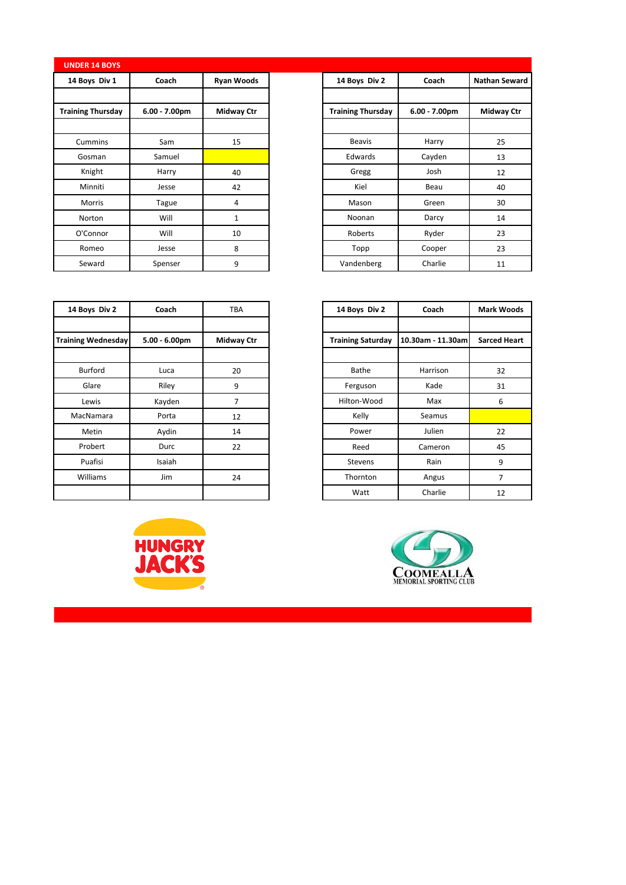## UNDER 14 BOYS

| 14 Boys Div 1 | Coach | Ryan Woods |
|---|---|---|
| | | |
| Training Thursday | 6.00 - 7.00pm | Midway Ctr |
| | | |
| Cummins | Sam | 15 |
| Gosman | Samuel | |
| Knight | Harry | 40 |
| Minniti | Jesse | 42 |
| Morris | Tague | 4 |
| Norton | Will | 1 |
| O'Connor | Will | 10 |
| Romeo | Jesse | 8 |
| Seward | Spenser | 9 |

| 14 Boys Div 2 | Coach | Nathan Seward |
|---|---|---|
| | | |
| Training Thursday | 6.00 - 7.00pm | Midway Ctr |
| | | |
| Beavis | Harry | 25 |
| Edwards | Cayden | 13 |
| Gregg | Josh | 12 |
| Kiel | Beau | 40 |
| Mason | Green | 30 |
| Noonan | Darcy | 14 |
| Roberts | Ryder | 23 |
| Topp | Cooper | 23 |
| Vandenberg | Charlie | 11 |

| 14 Boys Div 2 | Coach | TBA |
|---|---|---|
| | | |
| Training Wednesday | 5.00 - 6.00pm | Midway Ctr |
| | | |
| Burford | Luca | 20 |
| Glare | Riley | 9 |
| Lewis | Kayden | 7 |
| MacNamara | Porta | 12 |
| Metin | Aydin | 14 |
| Probert | Durc | 22 |
| Puafisi | Isaiah | |
| Williams | Jim | 24 |
| | | |

| 14 Boys Div 2 | Coach | Mark Woods |
|---|---|---|
| | | |
| Training Saturday | 10.30am - 11.30am | Sarced Heart |
| | | |
| Bathe | Harrison | 32 |
| Ferguson | Kade | 31 |
| Hilton-Wood | Max | 6 |
| Kelly | Seamus | |
| Power | Julien | 22 |
| Reed | Cameron | 45 |
| Stevens | Rain | 9 |
| Thornton | Angus | 7 |
| Watt | Charlie | 12 |

HUNGRY JACK'S

COOMEALLA MEMORIAL SPORTING CLUB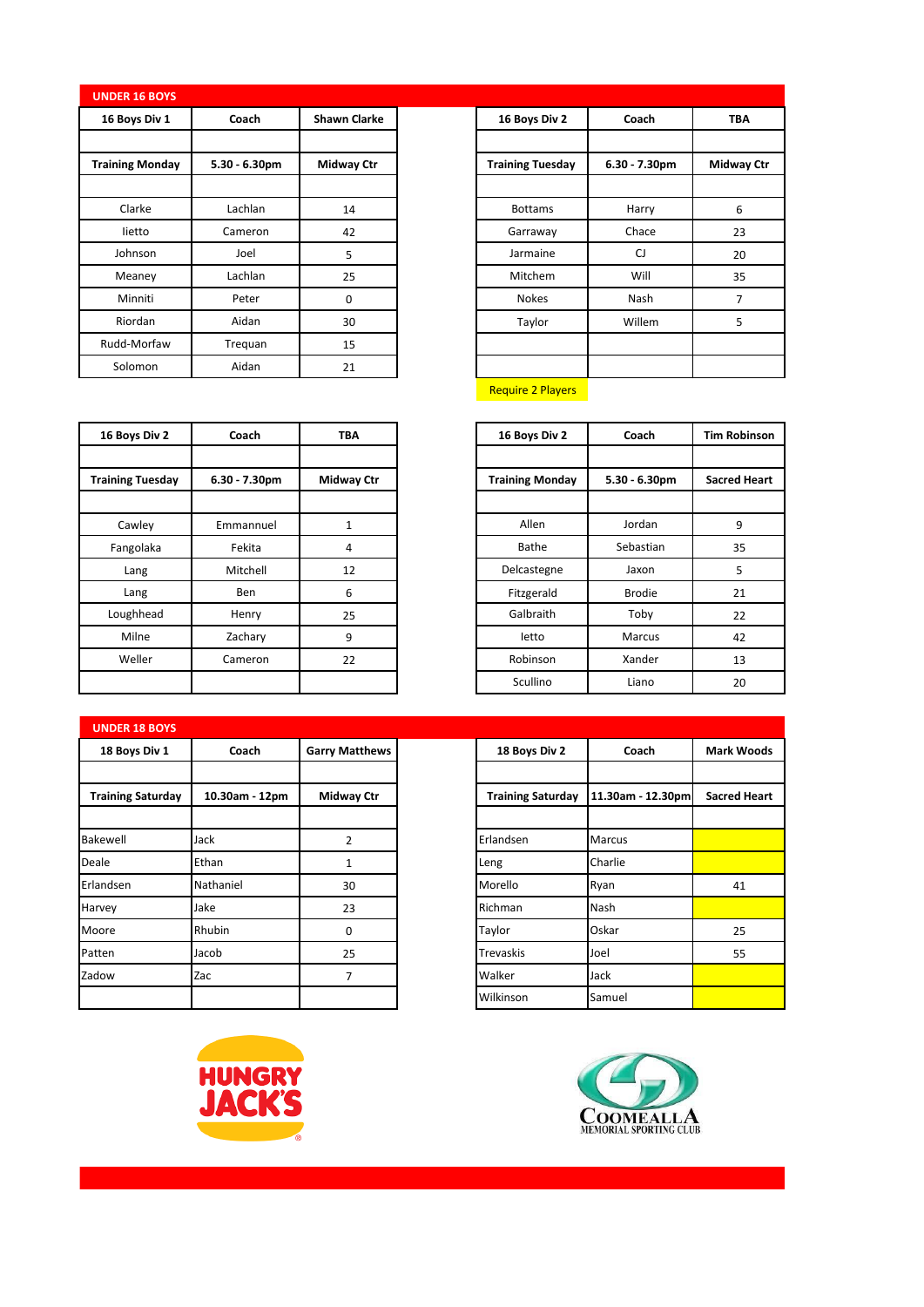## UNDER 16 BOYS

| 16 Boys Div 1 | Coach | Shawn Clarke |
|---|---|---|
| | | |
| Training Monday | 5.30 - 6.30pm | Midway Ctr |
| | | |
| Clarke | Lachlan | 14 |
| Iietto | Cameron | 42 |
| Johnson | Joel | 5 |
| Meaney | Lachlan | 25 |
| Minniti | Peter | 0 |
| Riordan | Aidan | 30 |
| Rudd-Morfaw | Trequan | 15 |
| Solomon | Aidan | 21 |

| 16 Boys Div 2 | Coach | TBA |
|---|---|---|
| | | |
| Training Tuesday | 6.30 - 7.30pm | Midway Ctr |
| | | |
| Bottams | Harry | 6 |
| Garraway | Chace | 23 |
| Jarmaine | CJ | 20 |
| Mitchem | Will | 35 |
| Nokes | Nash | 7 |
| Taylor | Willem | 5 |
| | | |
| | | |

Require 2 Players

| 16 Boys Div 2 | Coach | TBA |
|---|---|---|
| | | |
| Training Tuesday | 6.30 - 7.30pm | Midway Ctr |
| | | |
| Cawley | Emmannuel | 1 |
| Fangolaka | Fekita | 4 |
| Lang | Mitchell | 12 |
| Lang | Ben | 6 |
| Loughhead | Henry | 25 |
| Milne | Zachary | 9 |
| Weller | Cameron | 22 |
| | | |

| 16 Boys Div 2 | Coach | Tim Robinson |
|---|---|---|
| | | |
| Training Monday | 5.30 - 6.30pm | Sacred Heart |
| | | |
| Allen | Jordan | 9 |
| Bathe | Sebastian | 35 |
| Delcastegne | Jaxon | 5 |
| Fitzgerald | Brodie | 21 |
| Galbraith | Toby | 22 |
| Ietto | Marcus | 42 |
| Robinson | Xander | 13 |
| Scullino | Liano | 20 |

## UNDER 18 BOYS

| 18 Boys Div 1 | Coach | Garry Matthews |
|---|---|---|
| | | |
| Training Saturday | 10.30am - 12pm | Midway Ctr |
| | | |
| Bakewell | Jack | 2 |
| Deale | Ethan | 1 |
| Erlandsen | Nathaniel | 30 |
| Harvey | Jake | 23 |
| Moore | Rhubin | 0 |
| Patten | Jacob | 25 |
| Zadow | Zac | 7 |
| | | |

| 18 Boys Div 2 | Coach | Mark Woods |
|---|---|---|
| | | |
| Training Saturday | 11.30am - 12.30pm | Sacred Heart |
| | | |
| Erlandsen | Marcus | |
| Leng | Charlie | |
| Morello | Ryan | 41 |
| Richman | Nash | |
| Taylor | Oskar | 25 |
| Trevaskis | Joel | 55 |
| Walker | Jack | |
| Wilkinson | Samuel | |

HUNGRY JACK'S

COOMEALLA MEMORIAL SPORTING CLUB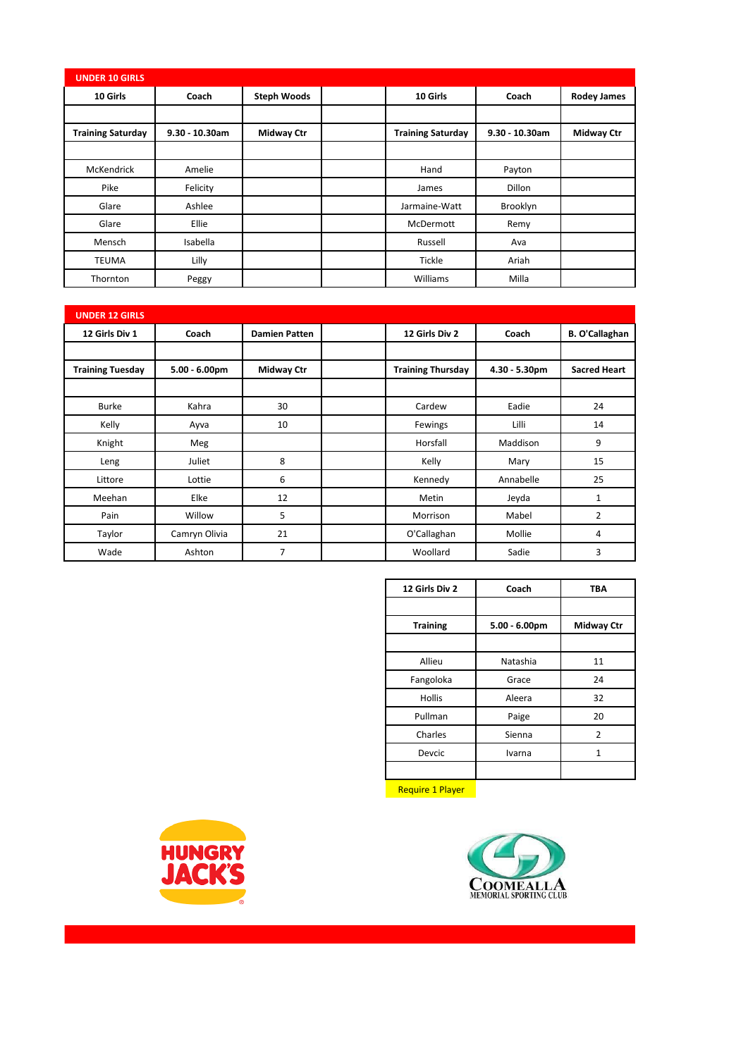## UNDER 10 GIRLS

| 10 Girls | Coach | Steph Woods | | 10 Girls | Coach | Rodey James |
|---|---|---|---|---|---|---|
| | | | | | | |
| Training Saturday | 9.30 - 10.30am | Midway Ctr | | Training Saturday | 9.30 - 10.30am | Midway Ctr |
| | | | | | | |
| McKendrick | Amelie | | | Hand | Payton | |
| Pike | Felicity | | | James | Dillon | |
| Glare | Ashlee | | | Jarmaine-Watt | Brooklyn | |
| Glare | Ellie | | | McDermott | Remy | |
| Mensch | Isabella | | | Russell | Ava | |
| TEUMA | Lilly | | | Tickle | Ariah | |
| Thornton | Peggy | | | Williams | Milla | |

## UNDER 12 GIRLS

| 12 Girls Div 1 | Coach | Damien Patten | | 12 Girls Div 2 | Coach | B. O'Callaghan |
|---|---|---|---|---|---|---|
| | | | | | | |
| Training Tuesday | 5.00 - 6.00pm | Midway Ctr | | Training Thursday | 4.30 - 5.30pm | Sacred Heart |
| | | | | | | |
| Burke | Kahra | 30 | | Cardew | Eadie | 24 |
| Kelly | Ayva | 10 | | Fewings | Lilli | 14 |
| Knight | Meg | | | Horsfall | Maddison | 9 |
| Leng | Juliet | 8 | | Kelly | Mary | 15 |
| Littore | Lottie | 6 | | Kennedy | Annabelle | 25 |
| Meehan | Elke | 12 | | Metin | Jeyda | 1 |
| Pain | Willow | 5 | | Morrison | Mabel | 2 |
| Taylor | Camryn Olivia | 21 | | O'Callaghan | Mollie | 4 |
| Wade | Ashton | 7 | | Woollard | Sadie | 3 |

| 12 Girls Div 2 | Coach | TBA |
|---|---|---|
| | | |
| Training | 5.00 - 6.00pm | Midway Ctr |
| | | |
| Allieu | Natashia | 11 |
| Fangoloka | Grace | 24 |
| Hollis | Aleera | 32 |
| Pullman | Paige | 20 |
| Charles | Sienna | 2 |
| Devcic | Ivarna | 1 |
| | | |

Require 1 Player

HUNGRY JACK'S

COOMEALLA MEMORIAL SPORTING CLUB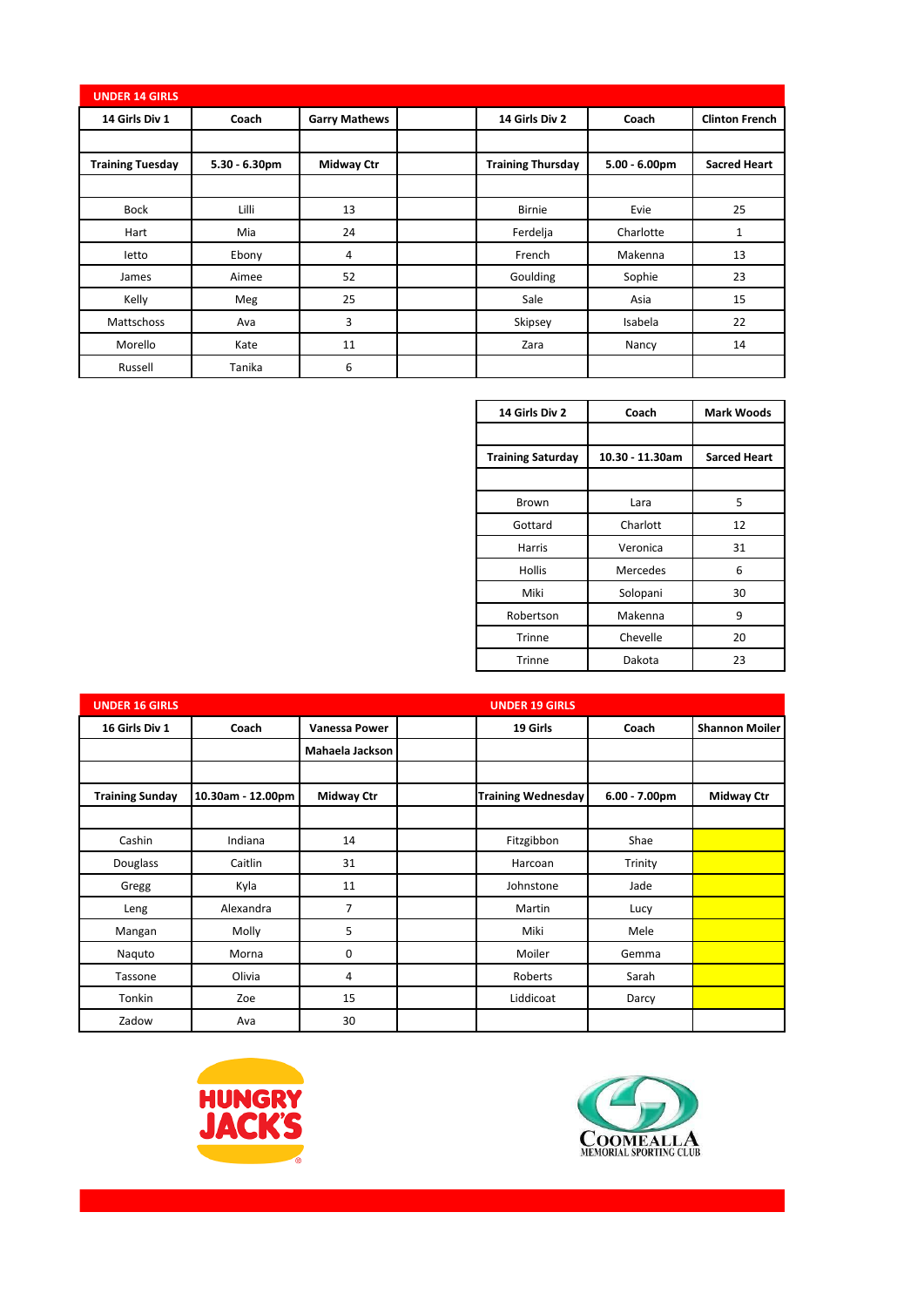## UNDER 14 GIRLS

| 14 Girls Div 1 | Coach | Garry Mathews | | 14 Girls Div 2 | Coach | Clinton French |
|---|---|---|---|---|---|---|
| | | | | | | |
| Training Tuesday | 5.30 - 6.30pm | Midway Ctr | | Training Thursday | 5.00 - 6.00pm | Sacred Heart |
| | | | | | | |
| Bock | Lilli | 13 | | Birnie | Evie | 25 |
| Hart | Mia | 24 | | Ferdelja | Charlotte | 1 |
| Ietto | Ebony | 4 | | French | Makenna | 13 |
| James | Aimee | 52 | | Goulding | Sophie | 23 |
| Kelly | Meg | 25 | | Sale | Asia | 15 |
| Mattschoss | Ava | 3 | | Skipsey | Isabela | 22 |
| Morello | Kate | 11 | | Zara | Nancy | 14 |
| Russell | Tanika | 6 | | | | |

| 14 Girls Div 2 | Coach | Mark Woods |
|---|---|---|
| | | |
| Training Saturday | 10.30 - 11.30am | Sarced Heart |
| | | |
| Brown | Lara | 5 |
| Gottard | Charlott | 12 |
| Harris | Veronica | 31 |
| Hollis | Mercedes | 6 |
| Miki | Solopani | 30 |
| Robertson | Makenna | 9 |
| Trinne | Chevelle | 20 |
| Trinne | Dakota | 23 |

## UNDER 16 GIRLS / UNDER 19 GIRLS

| 16 Girls Div 1 | Coach | Vanessa Power | | 19 Girls | Coach | Shannon Moiler |
|---|---|---|---|---|---|---|
| | | Mahaela Jackson | | | | |
| | | | | | | |
| Training Sunday | 10.30am - 12.00pm | Midway Ctr | | Training Wednesday | 6.00 - 7.00pm | Midway Ctr |
| | | | | | | |
| Cashin | Indiana | 14 | | Fitzgibbon | Shae | |
| Douglass | Caitlin | 31 | | Harcoan | Trinity | |
| Gregg | Kyla | 11 | | Johnstone | Jade | |
| Leng | Alexandra | 7 | | Martin | Lucy | |
| Mangan | Molly | 5 | | Miki | Mele | |
| Naquto | Morna | 0 | | Moiler | Gemma | |
| Tassone | Olivia | 4 | | Roberts | Sarah | |
| Tonkin | Zoe | 15 | | Liddicoat | Darcy | |
| Zadow | Ava | 30 | | | | |

HUNGRY JACK'S

COOMEALLA MEMORIAL SPORTING CLUB